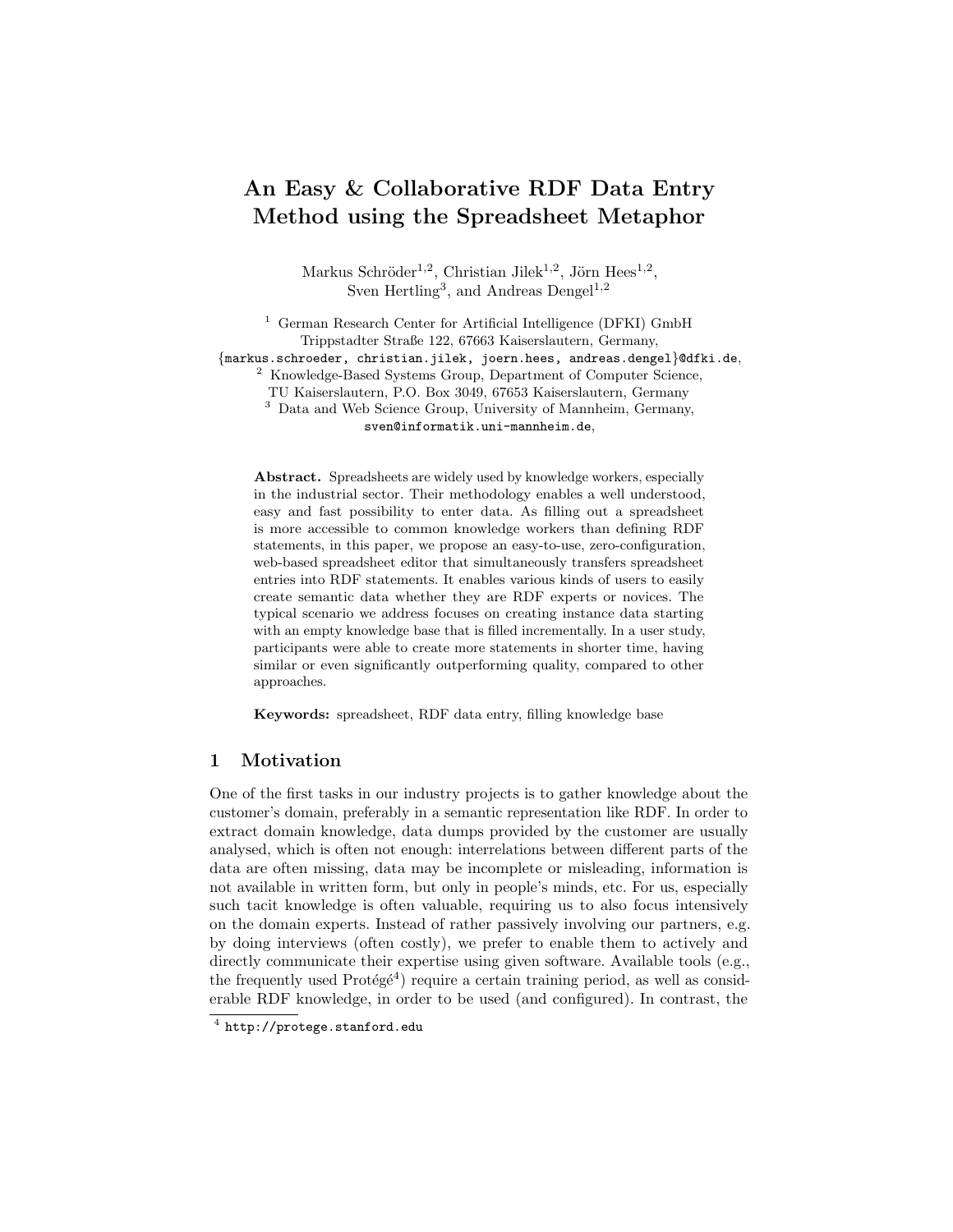# An Easy & Collaborative RDF Data Entry Method using the Spreadsheet Metaphor

Markus Schröder[1,2], Christian Jilek[1,2], Jörn Hees[1,2], Sven Hertling[3], and Andreas Dengel[1,2]

[1] German Research Center for Artificial Intelligence (DFKI) GmbH
Trippstadter Straße 122, 67663 Kaiserslautern, Germany,
{markus.schroeder, christian.jilek, joern.hees, andreas.dengel}@dfki.de,
[2] Knowledge-Based Systems Group, Department of Computer Science,
TU Kaiserslautern, P.O. Box 3049, 67653 Kaiserslautern, Germany
[3] Data and Web Science Group, University of Mannheim, Germany,
sven@informatik.uni-mannheim.de,

**Abstract.** Spreadsheets are widely used by knowledge workers, especially in the industrial sector. Their methodology enables a well understood, easy and fast possibility to enter data. As filling out a spreadsheet is more accessible to common knowledge workers than defining RDF statements, in this paper, we propose an easy-to-use, zero-configuration, web-based spreadsheet editor that simultaneously transfers spreadsheet entries into RDF statements. It enables various kinds of users to easily create semantic data whether they are RDF experts or novices. The typical scenario we address focuses on creating instance data starting with an empty knowledge base that is filled incrementally. In a user study, participants were able to create more statements in shorter time, having similar or even significantly outperforming quality, compared to other approaches.

**Keywords:** spreadsheet, RDF data entry, filling knowledge base

## 1 Motivation

One of the first tasks in our industry projects is to gather knowledge about the customer's domain, preferably in a semantic representation like RDF. In order to extract domain knowledge, data dumps provided by the customer are usually analysed, which is often not enough: interrelations between different parts of the data are often missing, data may be incomplete or misleading, information is not available in written form, but only in people's minds, etc. For us, especially such tacit knowledge is often valuable, requiring us to also focus intensively on the domain experts. Instead of rather passively involving our partners, e.g. by doing interviews (often costly), we prefer to enable them to actively and directly communicate their expertise using given software. Available tools (e.g., the frequently used Protégé[4]) require a certain training period, as well as considerable RDF knowledge, in order to be used (and configured). In contrast, the

[4] http://protege.stanford.edu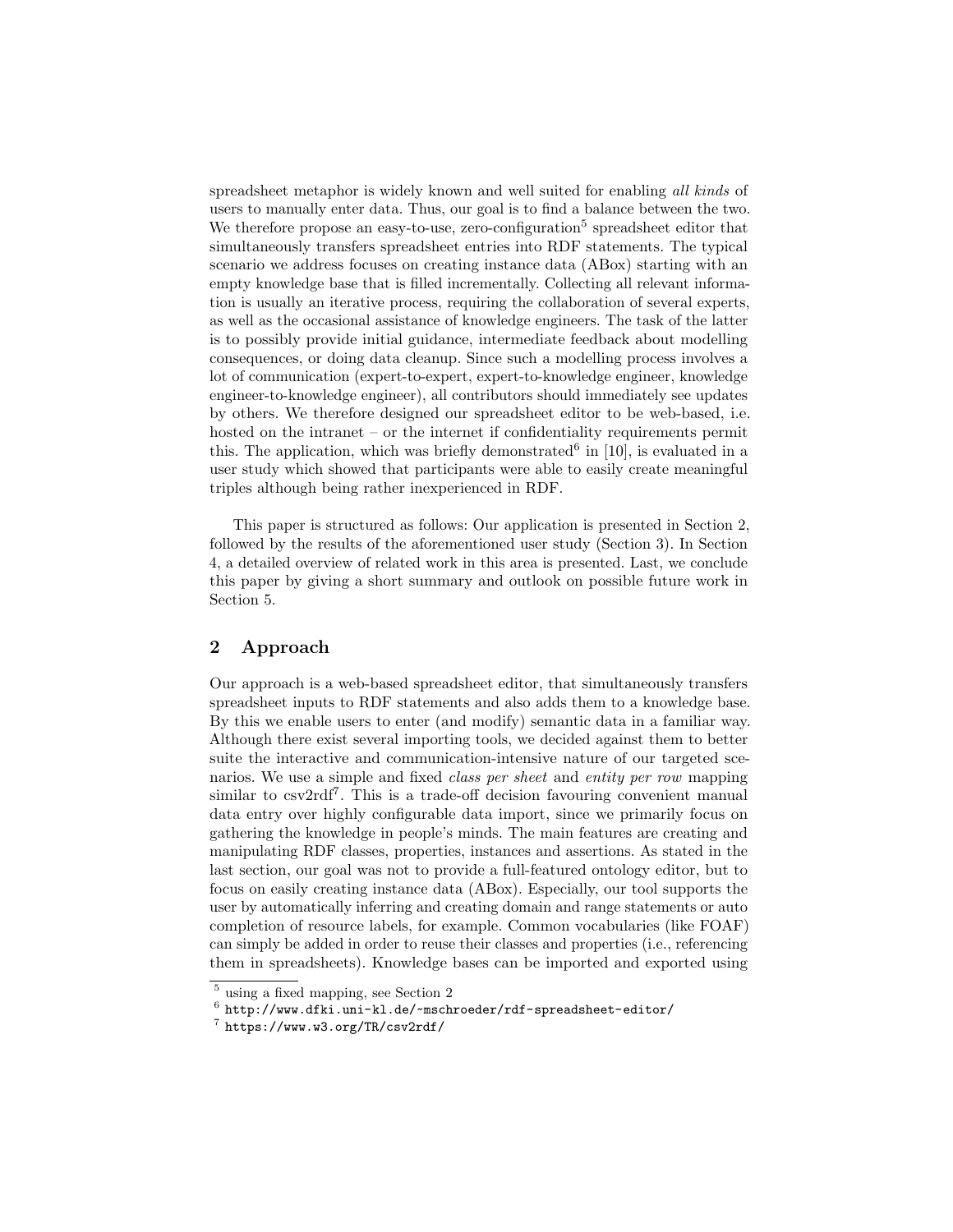spreadsheet metaphor is widely known and well suited for enabling *all kinds* of users to manually enter data. Thus, our goal is to find a balance between the two. We therefore propose an easy-to-use, zero-configuration[5] spreadsheet editor that simultaneously transfers spreadsheet entries into RDF statements. The typical scenario we address focuses on creating instance data (ABox) starting with an empty knowledge base that is filled incrementally. Collecting all relevant information is usually an iterative process, requiring the collaboration of several experts, as well as the occasional assistance of knowledge engineers. The task of the latter is to possibly provide initial guidance, intermediate feedback about modelling consequences, or doing data cleanup. Since such a modelling process involves a lot of communication (expert-to-expert, expert-to-knowledge engineer, knowledge engineer-to-knowledge engineer), all contributors should immediately see updates by others. We therefore designed our spreadsheet editor to be web-based, i.e. hosted on the intranet – or the internet if confidentiality requirements permit this. The application, which was briefly demonstrated[6] in [10], is evaluated in a user study which showed that participants were able to easily create meaningful triples although being rather inexperienced in RDF.

This paper is structured as follows: Our application is presented in Section 2, followed by the results of the aforementioned user study (Section 3). In Section 4, a detailed overview of related work in this area is presented. Last, we conclude this paper by giving a short summary and outlook on possible future work in Section 5.

## 2 Approach

Our approach is a web-based spreadsheet editor, that simultaneously transfers spreadsheet inputs to RDF statements and also adds them to a knowledge base. By this we enable users to enter (and modify) semantic data in a familiar way. Although there exist several importing tools, we decided against them to better suite the interactive and communication-intensive nature of our targeted scenarios. We use a simple and fixed *class per sheet* and *entity per row* mapping similar to csv2rdf[7]. This is a trade-off decision favouring convenient manual data entry over highly configurable data import, since we primarily focus on gathering the knowledge in people's minds. The main features are creating and manipulating RDF classes, properties, instances and assertions. As stated in the last section, our goal was not to provide a full-featured ontology editor, but to focus on easily creating instance data (ABox). Especially, our tool supports the user by automatically inferring and creating domain and range statements or auto completion of resource labels, for example. Common vocabularies (like FOAF) can simply be added in order to reuse their classes and properties (i.e., referencing them in spreadsheets). Knowledge bases can be imported and exported using

[5] using a fixed mapping, see Section 2

[6] `http://www.dfki.uni-kl.de/~mschroeder/rdf-spreadsheet-editor/`

[7] `https://www.w3.org/TR/csv2rdf/`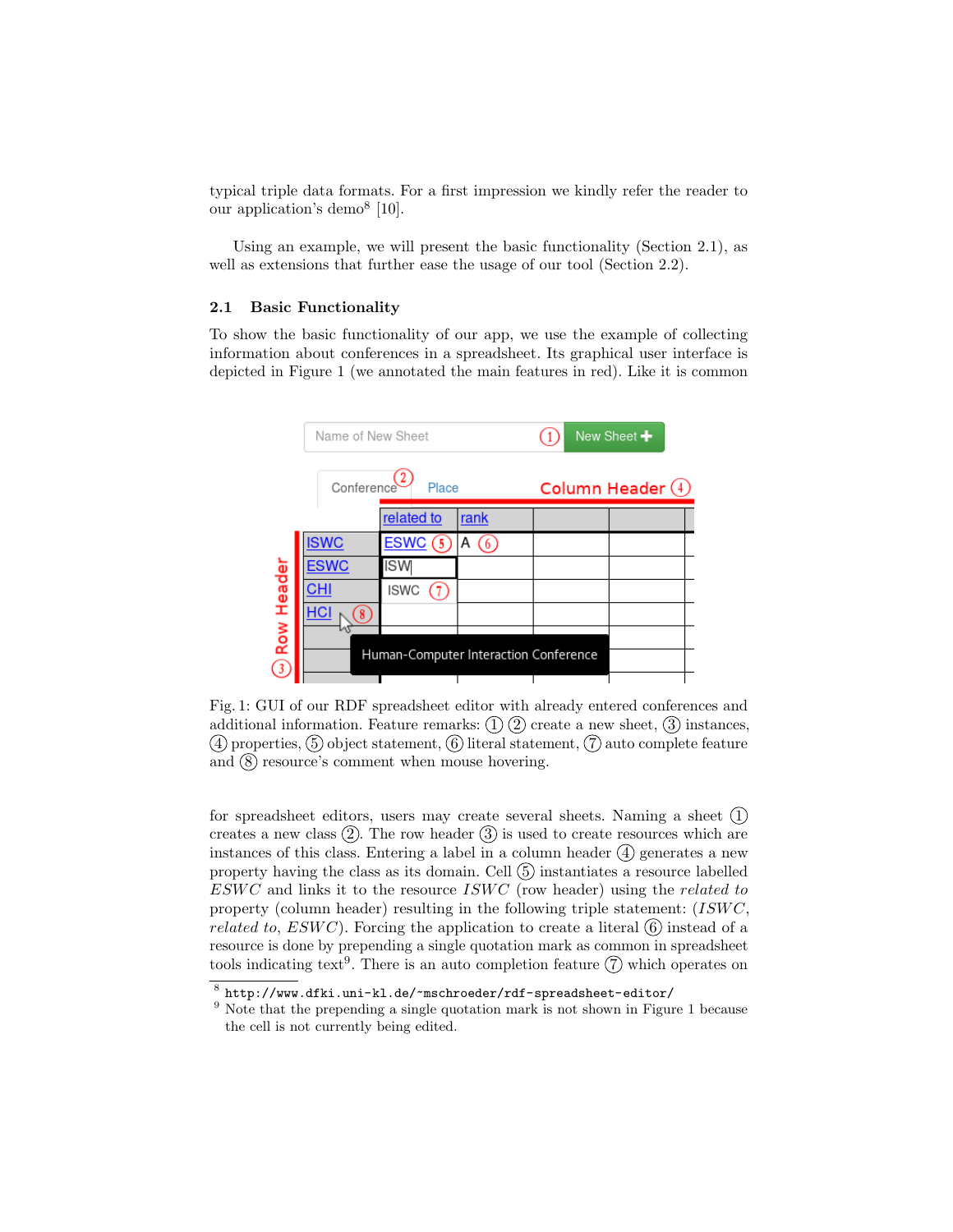typical triple data formats. For a first impression we kindly refer the reader to our application's demo[8] [10].

Using an example, we will present the basic functionality (Section 2.1), as well as extensions that further ease the usage of our tool (Section 2.2).

### 2.1 Basic Functionality

To show the basic functionality of our app, we use the example of collecting information about conferences in a spreadsheet. Its graphical user interface is depicted in Figure 1 (we annotated the main features in red). Like it is common

Fig. 1: GUI of our RDF spreadsheet editor with already entered conferences and additional information. Feature remarks: (1) (2) create a new sheet, (3) instances, (4) properties, (5) object statement, (6) literal statement, (7) auto complete feature and (8) resource's comment when mouse hovering.

for spreadsheet editors, users may create several sheets. Naming a sheet (1) creates a new class (2). The row header (3) is used to create resources which are instances of this class. Entering a label in a column header (4) generates a new property having the class as its domain. Cell (5) instantiates a resource labelled *ESWC* and links it to the resource *ISWC* (row header) using the *related to* property (column header) resulting in the following triple statement: (*ISWC*, *related to*, *ESWC*). Forcing the application to create a literal (6) instead of a resource is done by prepending a single quotation mark as common in spreadsheet tools indicating text[9]. There is an auto completion feature (7) which operates on

[8] http://www.dfki.uni-kl.de/~mschroeder/rdf-spreadsheet-editor/

[9] Note that the prepending a single quotation mark is not shown in Figure 1 because the cell is not currently being edited.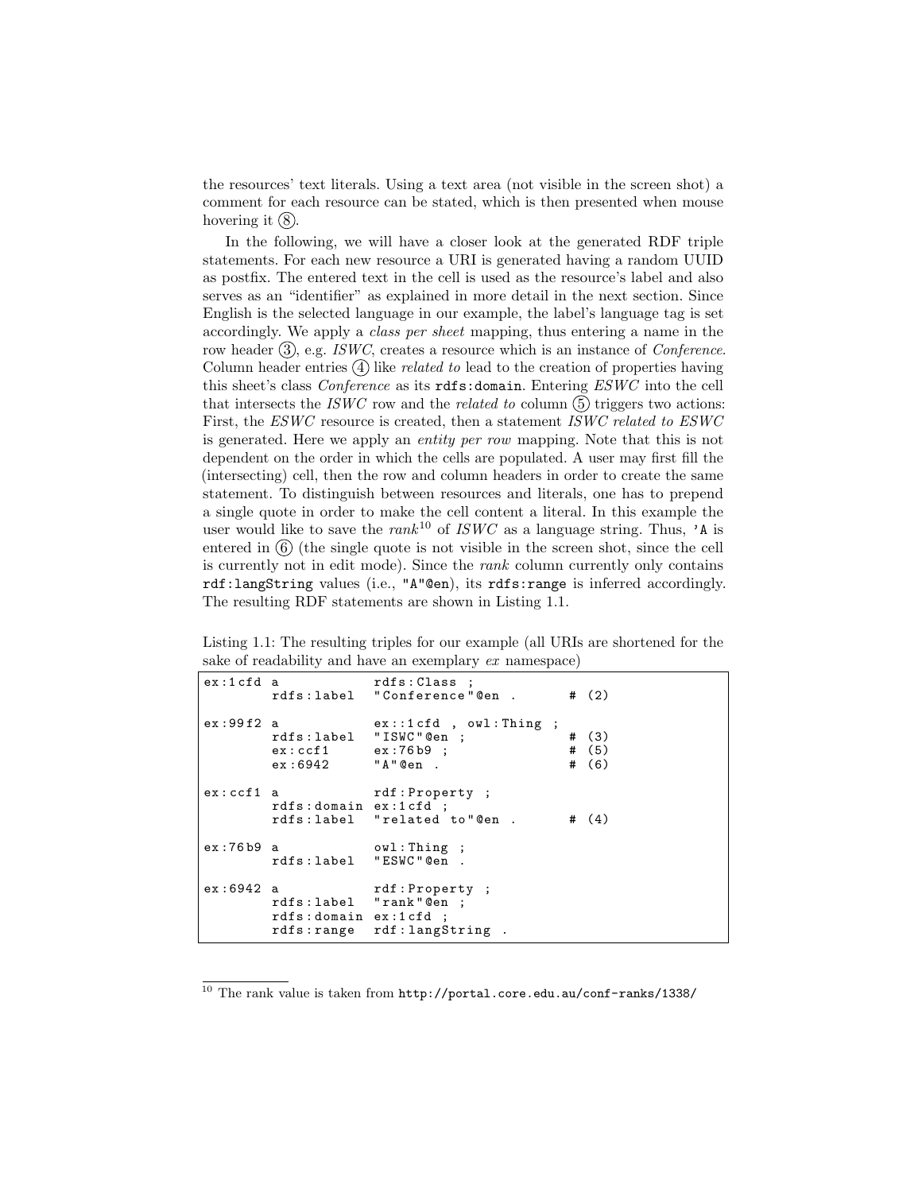the resources' text literals. Using a text area (not visible in the screen shot) a comment for each resource can be stated, which is then presented when mouse hovering it ⑧.

In the following, we will have a closer look at the generated RDF triple statements. For each new resource a URI is generated having a random UUID as postfix. The entered text in the cell is used as the resource's label and also serves as an "identifier" as explained in more detail in the next section. Since English is the selected language in our example, the label's language tag is set accordingly. We apply a *class per sheet* mapping, thus entering a name in the row header ③, e.g. *ISWC*, creates a resource which is an instance of *Conference*. Column header entries ④ like *related to* lead to the creation of properties having this sheet's class *Conference* as its `rdfs:domain`. Entering *ESWC* into the cell that intersects the *ISWC* row and the *related to* column ⑤ triggers two actions: First, the *ESWC* resource is created, then a statement *ISWC related to ESWC* is generated. Here we apply an *entity per row* mapping. Note that this is not dependent on the order in which the cells are populated. A user may first fill the (intersecting) cell, then the row and column headers in order to create the same statement. To distinguish between resources and literals, one has to prepend a single quote in order to make the cell content a literal. In this example the user would like to save the *rank*[10] of *ISWC* as a language string. Thus, `'A` is entered in ⑥ (the single quote is not visible in the screen shot, since the cell is currently not in edit mode). Since the *rank* column currently only contains `rdf:langString` values (i.e., `"A"@en`), its `rdfs:range` is inferred accordingly. The resulting RDF statements are shown in Listing 1.1.

Listing 1.1: The resulting triples for our example (all URIs are shortened for the sake of readability and have an exemplary *ex* namespace)

```
ex:1cfd a           rdfs:Class ;
        rdfs:label  "Conference"@en .       # (2)

ex:99f2 a           ex::1cfd , owl:Thing ;
        rdfs:label  "ISWC"@en ;             # (3)
        ex:ccf1     ex:76b9 ;               # (5)
        ex:6942     "A"@en .                # (6)

ex:ccf1 a           rdf:Property ;
        rdfs:domain ex:1cfd ;
        rdfs:label  "related to"@en .       # (4)

ex:76b9 a           owl:Thing ;
        rdfs:label  "ESWC"@en .

ex:6942 a           rdf:Property ;
        rdfs:label  "rank"@en ;
        rdfs:domain ex:1cfd ;
        rdfs:range  rdf:langString .
```

[10] The rank value is taken from http://portal.core.edu.au/conf-ranks/1338/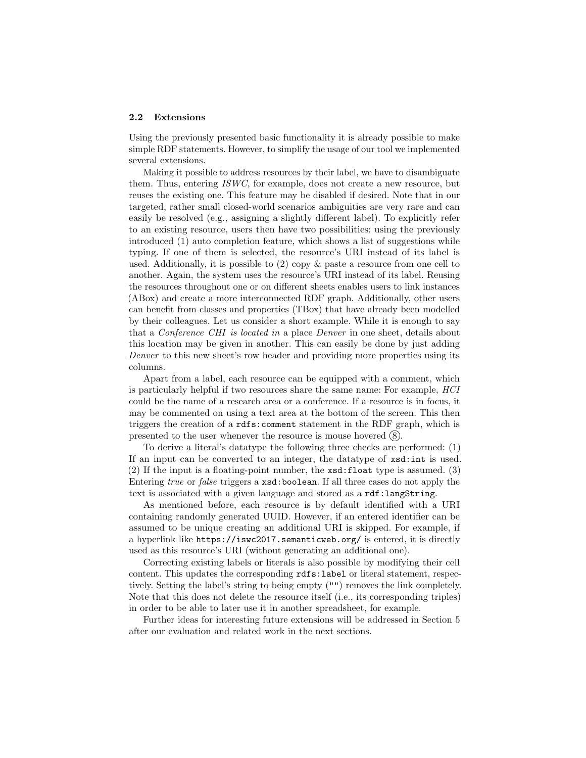### 2.2 Extensions

Using the previously presented basic functionality it is already possible to make simple RDF statements. However, to simplify the usage of our tool we implemented several extensions.

Making it possible to address resources by their label, we have to disambiguate them. Thus, entering *ISWC*, for example, does not create a new resource, but reuses the existing one. This feature may be disabled if desired. Note that in our targeted, rather small closed-world scenarios ambiguities are very rare and can easily be resolved (e.g., assigning a slightly different label). To explicitly refer to an existing resource, users then have two possibilities: using the previously introduced (1) auto completion feature, which shows a list of suggestions while typing. If one of them is selected, the resource's URI instead of its label is used. Additionally, it is possible to (2) copy & paste a resource from one cell to another. Again, the system uses the resource's URI instead of its label. Reusing the resources throughout one or on different sheets enables users to link instances (ABox) and create a more interconnected RDF graph. Additionally, other users can benefit from classes and properties (TBox) that have already been modelled by their colleagues. Let us consider a short example. While it is enough to say that a *Conference CHI is located in* a place *Denver* in one sheet, details about this location may be given in another. This can easily be done by just adding *Denver* to this new sheet's row header and providing more properties using its columns.

Apart from a label, each resource can be equipped with a comment, which is particularly helpful if two resources share the same name: For example, *HCI* could be the name of a research area or a conference. If a resource is in focus, it may be commented on using a text area at the bottom of the screen. This then triggers the creation of a `rdfs:comment` statement in the RDF graph, which is presented to the user whenever the resource is mouse hovered (8).

To derive a literal's datatype the following three checks are performed: (1) If an input can be converted to an integer, the datatype of `xsd:int` is used. (2) If the input is a floating-point number, the `xsd:float` type is assumed. (3) Entering *true* or *false* triggers a `xsd:boolean`. If all three cases do not apply the text is associated with a given language and stored as a `rdf:langString`.

As mentioned before, each resource is by default identified with a URI containing randomly generated UUID. However, if an entered identifier can be assumed to be unique creating an additional URI is skipped. For example, if a hyperlink like `https://iswc2017.semanticweb.org/` is entered, it is directly used as this resource's URI (without generating an additional one).

Correcting existing labels or literals is also possible by modifying their cell content. This updates the corresponding `rdfs:label` or literal statement, respectively. Setting the label's string to being empty (`""`) removes the link completely. Note that this does not delete the resource itself (i.e., its corresponding triples) in order to be able to later use it in another spreadsheet, for example.

Further ideas for interesting future extensions will be addressed in Section 5 after our evaluation and related work in the next sections.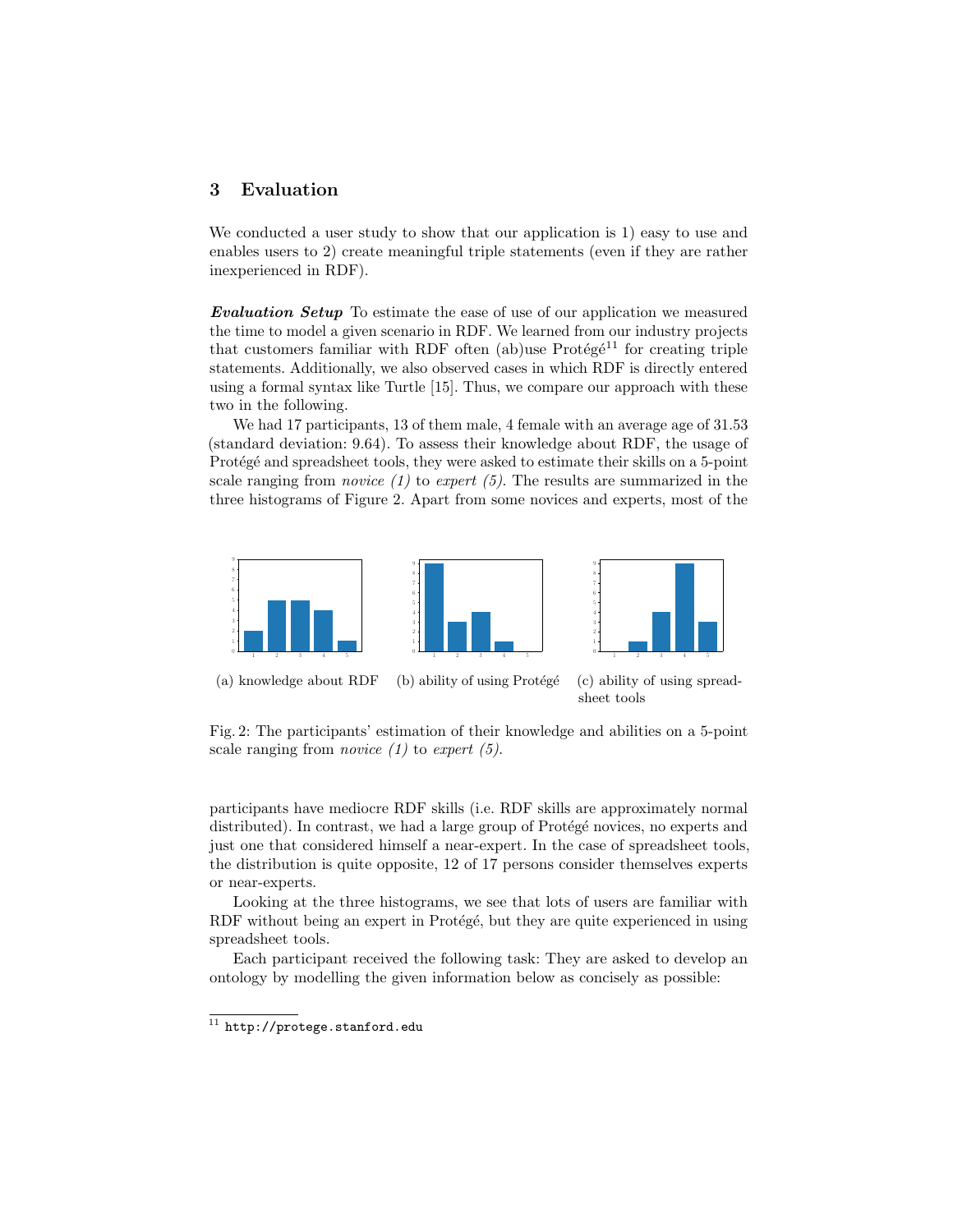## 3 Evaluation

We conducted a user study to show that our application is 1) easy to use and enables users to 2) create meaningful triple statements (even if they are rather inexperienced in RDF).

***Evaluation Setup*** To estimate the ease of use of our application we measured the time to model a given scenario in RDF. We learned from our industry projects that customers familiar with RDF often (ab)use Protégé[11] for creating triple statements. Additionally, we also observed cases in which RDF is directly entered using a formal syntax like Turtle [15]. Thus, we compare our approach with these two in the following.

We had 17 participants, 13 of them male, 4 female with an average age of 31.53 (standard deviation: 9.64). To assess their knowledge about RDF, the usage of Protégé and spreadsheet tools, they were asked to estimate their skills on a 5-point scale ranging from *novice (1)* to *expert (5)*. The results are summarized in the three histograms of Figure 2. Apart from some novices and experts, most of the participants have mediocre RDF skills (i.e. RDF skills are approximately normal distributed). In contrast, we had a large group of Protégé novices, no experts and just one that considered himself a near-expert. In the case of spreadsheet tools, the distribution is quite opposite, 12 of 17 persons consider themselves experts or near-experts.

(a) knowledge about RDF (b) ability of using Protégé (c) ability of using spreadsheet tools

Fig. 2: The participants' estimation of their knowledge and abilities on a 5-point scale ranging from *novice (1)* to *expert (5)*.

Looking at the three histograms, we see that lots of users are familiar with RDF without being an expert in Protégé, but they are quite experienced in using spreadsheet tools.

Each participant received the following task: They are asked to develop an ontology by modelling the given information below as concisely as possible:

[11] http://protege.stanford.edu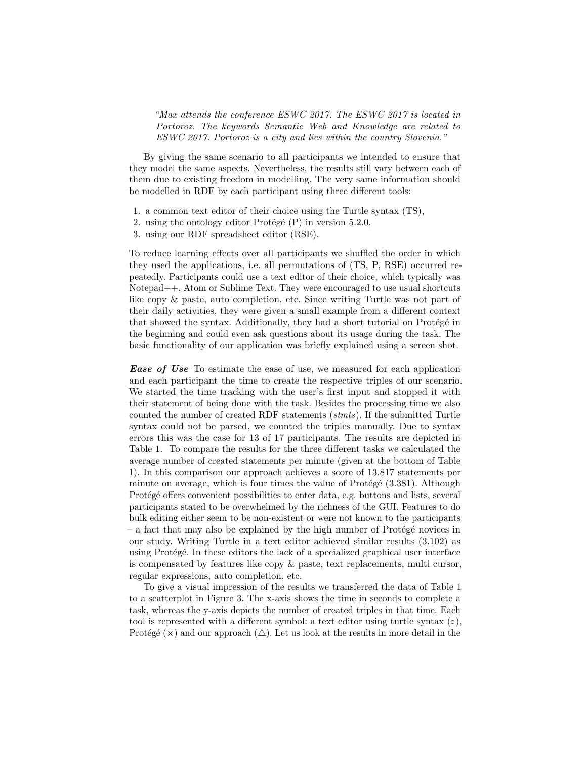*"Max attends the conference ESWC 2017. The ESWC 2017 is located in Portoroz. The keywords Semantic Web and Knowledge are related to ESWC 2017. Portoroz is a city and lies within the country Slovenia."*

By giving the same scenario to all participants we intended to ensure that they model the same aspects. Nevertheless, the results still vary between each of them due to existing freedom in modelling. The very same information should be modelled in RDF by each participant using three different tools:

1. a common text editor of their choice using the Turtle syntax (TS),
2. using the ontology editor Protégé (P) in version 5.2.0,
3. using our RDF spreadsheet editor (RSE).

To reduce learning effects over all participants we shuffled the order in which they used the applications, i.e. all permutations of (TS, P, RSE) occurred repeatedly. Participants could use a text editor of their choice, which typically was Notepad++, Atom or Sublime Text. They were encouraged to use usual shortcuts like copy & paste, auto completion, etc. Since writing Turtle was not part of their daily activities, they were given a small example from a different context that showed the syntax. Additionally, they had a short tutorial on Protégé in the beginning and could even ask questions about its usage during the task. The basic functionality of our application was briefly explained using a screen shot.

***Ease of Use*** To estimate the ease of use, we measured for each application and each participant the time to create the respective triples of our scenario. We started the time tracking with the user's first input and stopped it with their statement of being done with the task. Besides the processing time we also counted the number of created RDF statements (*stmts*). If the submitted Turtle syntax could not be parsed, we counted the triples manually. Due to syntax errors this was the case for 13 of 17 participants. The results are depicted in Table 1. To compare the results for the three different tasks we calculated the average number of created statements per minute (given at the bottom of Table 1). In this comparison our approach achieves a score of 13.817 statements per minute on average, which is four times the value of Protégé (3.381). Although Protégé offers convenient possibilities to enter data, e.g. buttons and lists, several participants stated to be overwhelmed by the richness of the GUI. Features to do bulk editing either seem to be non-existent or were not known to the participants – a fact that may also be explained by the high number of Protégé novices in our study. Writing Turtle in a text editor achieved similar results (3.102) as using Protégé. In these editors the lack of a specialized graphical user interface is compensated by features like copy & paste, text replacements, multi cursor, regular expressions, auto completion, etc.

To give a visual impression of the results we transferred the data of Table 1 to a scatterplot in Figure 3. The x-axis shows the time in seconds to complete a task, whereas the y-axis depicts the number of created triples in that time. Each tool is represented with a different symbol: a text editor using turtle syntax (○), Protégé (×) and our approach (△). Let us look at the results in more detail in the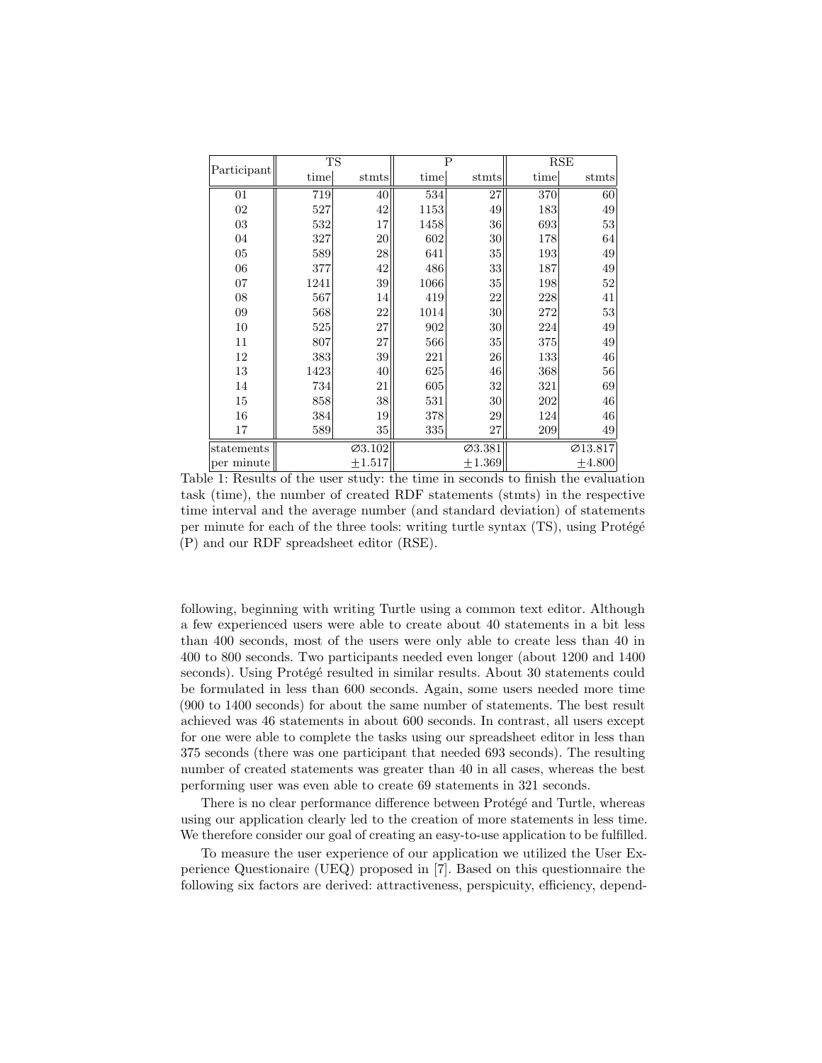| Participant | TS | | P | | RSE | |
|---|---|---|---|---|---|---|
| | time | stmts | time | stmts | time | stmts |
| 01 | 719 | 40 | 534 | 27 | 370 | 60 |
| 02 | 527 | 42 | 1153 | 49 | 183 | 49 |
| 03 | 532 | 17 | 1458 | 36 | 693 | 53 |
| 04 | 327 | 20 | 602 | 30 | 178 | 64 |
| 05 | 589 | 28 | 641 | 35 | 193 | 49 |
| 06 | 377 | 42 | 486 | 33 | 187 | 49 |
| 07 | 1241 | 39 | 1066 | 35 | 198 | 52 |
| 08 | 567 | 14 | 419 | 22 | 228 | 41 |
| 09 | 568 | 22 | 1014 | 30 | 272 | 53 |
| 10 | 525 | 27 | 902 | 30 | 224 | 49 |
| 11 | 807 | 27 | 566 | 35 | 375 | 49 |
| 12 | 383 | 39 | 221 | 26 | 133 | 46 |
| 13 | 1423 | 40 | 625 | 46 | 368 | 56 |
| 14 | 734 | 21 | 605 | 32 | 321 | 69 |
| 15 | 858 | 38 | 531 | 30 | 202 | 46 |
| 16 | 384 | 19 | 378 | 29 | 124 | 46 |
| 17 | 589 | 35 | 335 | 27 | 209 | 49 |
| statements per minute | | ∅3.102 ±1.517 | | ∅3.381 ±1.369 | | ∅13.817 ±4.800 |

Table 1: Results of the user study: the time in seconds to finish the evaluation task (time), the number of created RDF statements (stmts) in the respective time interval and the average number (and standard deviation) of statements per minute for each of the three tools: writing turtle syntax (TS), using Protégé (P) and our RDF spreadsheet editor (RSE).

following, beginning with writing Turtle using a common text editor. Although a few experienced users were able to create about 40 statements in a bit less than 400 seconds, most of the users were only able to create less than 40 in 400 to 800 seconds. Two participants needed even longer (about 1200 and 1400 seconds). Using Protégé resulted in similar results. About 30 statements could be formulated in less than 600 seconds. Again, some users needed more time (900 to 1400 seconds) for about the same number of statements. The best result achieved was 46 statements in about 600 seconds. In contrast, all users except for one were able to complete the tasks using our spreadsheet editor in less than 375 seconds (there was one participant that needed 693 seconds). The resulting number of created statements was greater than 40 in all cases, whereas the best performing user was even able to create 69 statements in 321 seconds.

There is no clear performance difference between Protégé and Turtle, whereas using our application clearly led to the creation of more statements in less time. We therefore consider our goal of creating an easy-to-use application to be fulfilled.

To measure the user experience of our application we utilized the User Experience Questionaire (UEQ) proposed in [7]. Based on this questionnaire the following six factors are derived: attractiveness, perspicuity, efficiency, depend-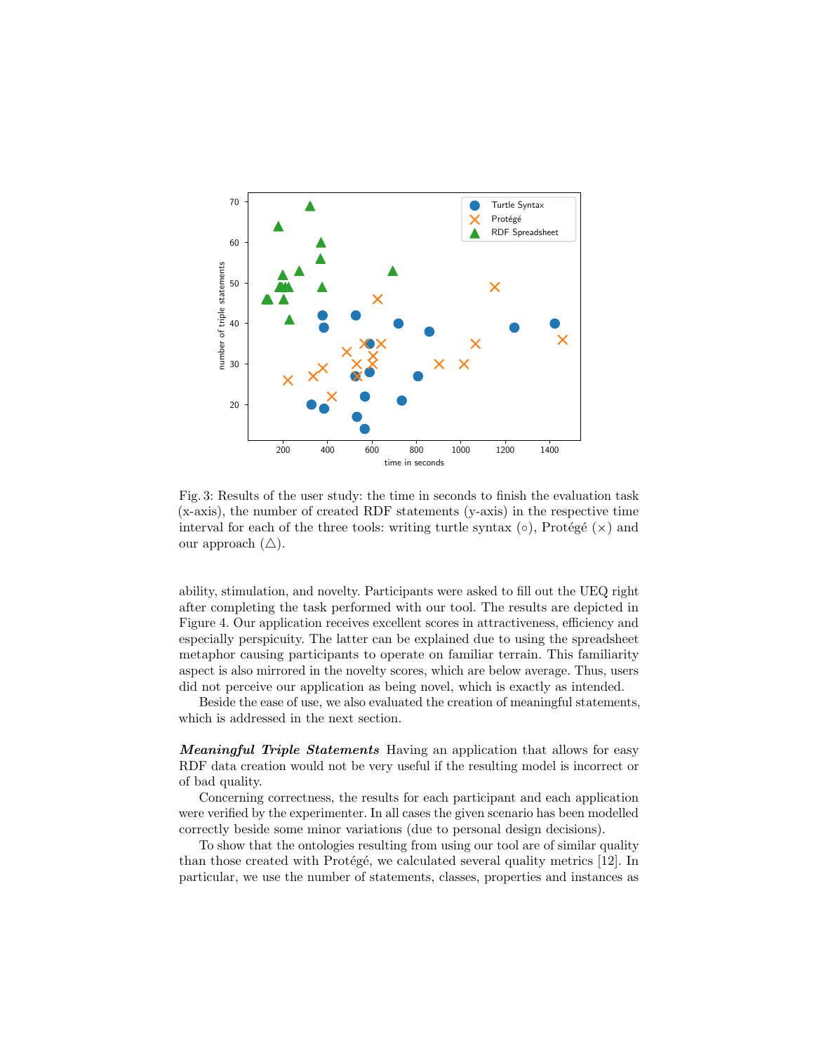Fig. 3: Results of the user study: the time in seconds to finish the evaluation task (x-axis), the number of created RDF statements (y-axis) in the respective time interval for each of the three tools: writing turtle syntax (○), Protégé (×) and our approach (△).

ability, stimulation, and novelty. Participants were asked to fill out the UEQ right after completing the task performed with our tool. The results are depicted in Figure 4. Our application receives excellent scores in attractiveness, efficiency and especially perspicuity. The latter can be explained due to using the spreadsheet metaphor causing participants to operate on familiar terrain. This familiarity aspect is also mirrored in the novelty scores, which are below average. Thus, users did not perceive our application as being novel, which is exactly as intended.

Beside the ease of use, we also evaluated the creation of meaningful statements, which is addressed in the next section.

***Meaningful Triple Statements*** Having an application that allows for easy RDF data creation would not be very useful if the resulting model is incorrect or of bad quality.

Concerning correctness, the results for each participant and each application were verified by the experimenter. In all cases the given scenario has been modelled correctly beside some minor variations (due to personal design decisions).

To show that the ontologies resulting from using our tool are of similar quality than those created with Protégé, we calculated several quality metrics [12]. In particular, we use the number of statements, classes, properties and instances as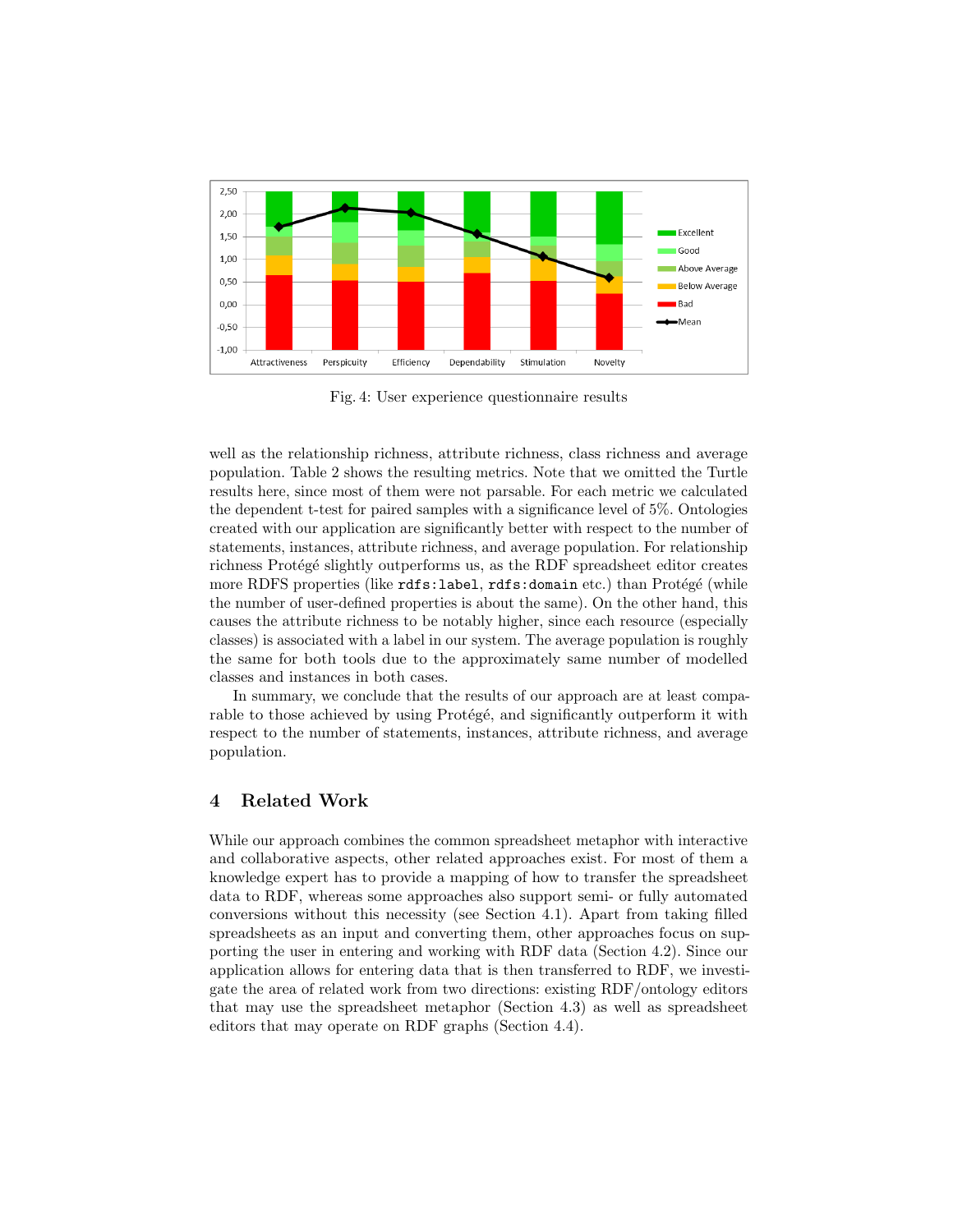Fig. 4: User experience questionnaire results

well as the relationship richness, attribute richness, class richness and average population. Table 2 shows the resulting metrics. Note that we omitted the Turtle results here, since most of them were not parsable. For each metric we calculated the dependent t-test for paired samples with a significance level of 5%. Ontologies created with our application are significantly better with respect to the number of statements, instances, attribute richness, and average population. For relationship richness Protégé slightly outperforms us, as the RDF spreadsheet editor creates more RDFS properties (like `rdfs:label`, `rdfs:domain` etc.) than Protégé (while the number of user-defined properties is about the same). On the other hand, this causes the attribute richness to be notably higher, since each resource (especially classes) is associated with a label in our system. The average population is roughly the same for both tools due to the approximately same number of modelled classes and instances in both cases.

In summary, we conclude that the results of our approach are at least comparable to those achieved by using Protégé, and significantly outperform it with respect to the number of statements, instances, attribute richness, and average population.

## 4 Related Work

While our approach combines the common spreadsheet metaphor with interactive and collaborative aspects, other related approaches exist. For most of them a knowledge expert has to provide a mapping of how to transfer the spreadsheet data to RDF, whereas some approaches also support semi- or fully automated conversions without this necessity (see Section 4.1). Apart from taking filled spreadsheets as an input and converting them, other approaches focus on supporting the user in entering and working with RDF data (Section 4.2). Since our application allows for entering data that is then transferred to RDF, we investigate the area of related work from two directions: existing RDF/ontology editors that may use the spreadsheet metaphor (Section 4.3) as well as spreadsheet editors that may operate on RDF graphs (Section 4.4).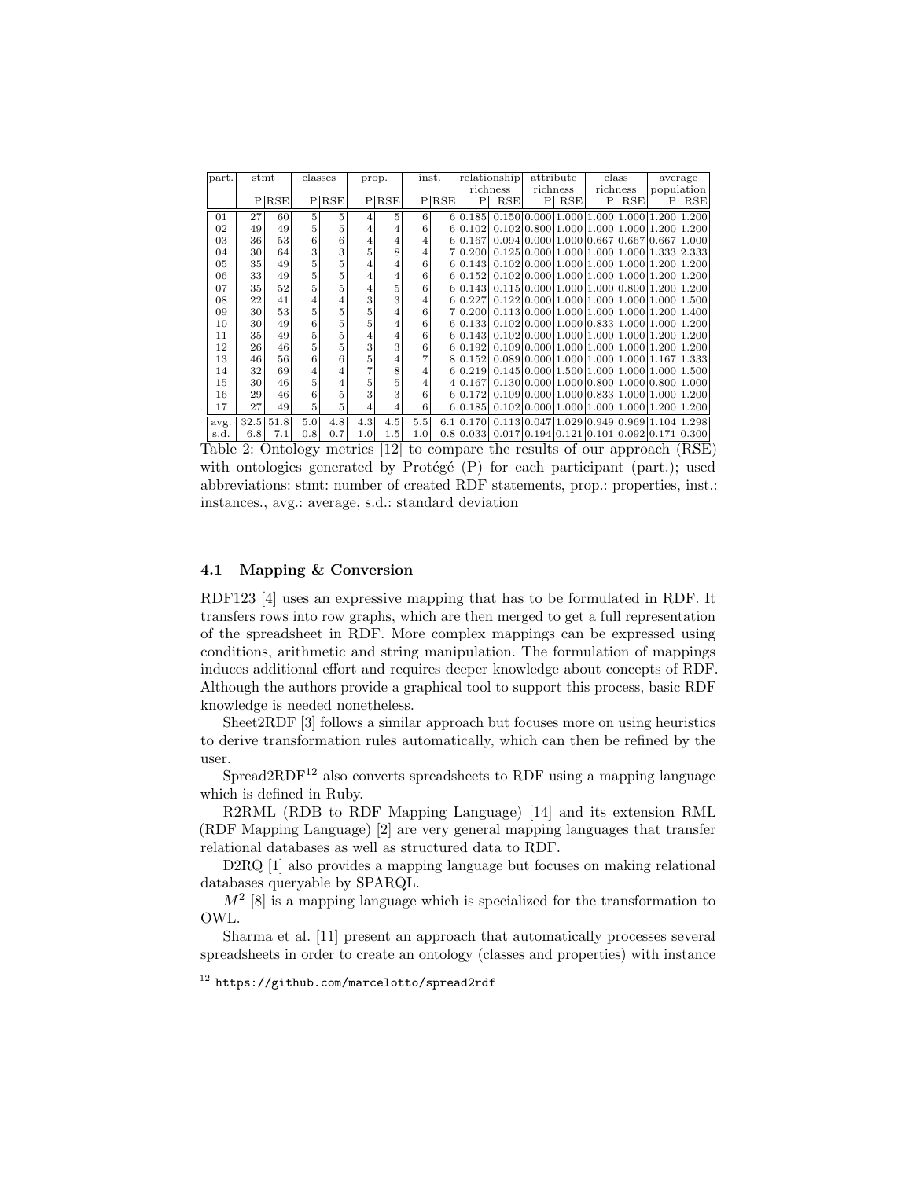| part. | stmt | | classes | | prop. | | inst. | | relationship richness | | attribute richness | | class richness | | average population | |
|---|---|---|---|---|---|---|---|---|---|---|---|---|---|---|---|---|
| | P | RSE | P | RSE | P | RSE | P | RSE | P | RSE | P | RSE | P | RSE | P | RSE |
| 01 | 27 | 60 | 5 | 5 | 4 | 5 | 6 | 6 | 0.185 | 0.150 | 0.000 | 1.000 | 1.000 | 1.000 | 1.200 | 1.200 |
| 02 | 49 | 49 | 5 | 5 | 4 | 4 | 6 | 6 | 0.102 | 0.102 | 0.800 | 1.000 | 1.000 | 1.000 | 1.200 | 1.200 |
| 03 | 36 | 53 | 6 | 6 | 4 | 4 | 4 | 6 | 0.167 | 0.094 | 0.000 | 1.000 | 0.667 | 0.667 | 0.667 | 1.000 |
| 04 | 30 | 64 | 3 | 3 | 5 | 8 | 4 | 7 | 0.200 | 0.125 | 0.000 | 1.000 | 1.000 | 1.000 | 1.333 | 2.333 |
| 05 | 35 | 49 | 5 | 5 | 4 | 4 | 6 | 6 | 0.143 | 0.102 | 0.000 | 1.000 | 1.000 | 1.000 | 1.200 | 1.200 |
| 06 | 33 | 49 | 5 | 5 | 4 | 4 | 6 | 6 | 0.152 | 0.102 | 0.000 | 1.000 | 1.000 | 1.000 | 1.200 | 1.200 |
| 07 | 35 | 52 | 5 | 5 | 4 | 5 | 6 | 6 | 0.143 | 0.115 | 0.000 | 1.000 | 1.000 | 0.800 | 1.200 | 1.200 |
| 08 | 22 | 41 | 4 | 4 | 3 | 3 | 4 | 6 | 0.227 | 0.122 | 0.000 | 1.000 | 1.000 | 1.000 | 1.000 | 1.500 |
| 09 | 30 | 53 | 5 | 5 | 5 | 4 | 6 | 7 | 0.200 | 0.113 | 0.000 | 1.000 | 1.000 | 1.000 | 1.200 | 1.400 |
| 10 | 30 | 49 | 6 | 5 | 5 | 4 | 6 | 6 | 0.133 | 0.102 | 0.000 | 1.000 | 0.833 | 1.000 | 1.000 | 1.200 |
| 11 | 35 | 49 | 5 | 5 | 4 | 4 | 6 | 6 | 0.143 | 0.102 | 0.000 | 1.000 | 1.000 | 1.000 | 1.200 | 1.200 |
| 12 | 26 | 46 | 5 | 5 | 3 | 3 | 6 | 6 | 0.192 | 0.109 | 0.000 | 1.000 | 1.000 | 1.000 | 1.200 | 1.200 |
| 13 | 46 | 56 | 6 | 6 | 5 | 4 | 7 | 8 | 0.152 | 0.089 | 0.000 | 1.000 | 1.000 | 1.000 | 1.167 | 1.333 |
| 14 | 32 | 69 | 4 | 4 | 7 | 8 | 4 | 6 | 0.219 | 0.145 | 0.000 | 1.500 | 1.000 | 1.000 | 1.000 | 1.500 |
| 15 | 30 | 46 | 5 | 4 | 5 | 5 | 4 | 4 | 0.167 | 0.130 | 0.000 | 1.000 | 0.800 | 1.000 | 0.800 | 1.000 |
| 16 | 29 | 46 | 6 | 5 | 3 | 3 | 6 | 6 | 0.172 | 0.109 | 0.000 | 1.000 | 0.833 | 1.000 | 1.000 | 1.200 |
| 17 | 27 | 49 | 5 | 5 | 4 | 4 | 6 | 6 | 0.185 | 0.102 | 0.000 | 1.000 | 1.000 | 1.000 | 1.200 | 1.200 |
| avg. | 32.5 | 51.8 | 5.0 | 4.8 | 4.3 | 4.5 | 5.5 | 6.1 | 0.170 | 0.113 | 0.047 | 1.029 | 0.949 | 0.969 | 1.104 | 1.298 |
| s.d. | 6.8 | 7.1 | 0.8 | 0.7 | 1.0 | 1.5 | 1.0 | 0.8 | 0.033 | 0.017 | 0.194 | 0.121 | 0.101 | 0.092 | 0.171 | 0.300 |

Table 2: Ontology metrics [12] to compare the results of our approach (RSE) with ontologies generated by Protégé (P) for each participant (part.); used abbreviations: stmt: number of created RDF statements, prop.: properties, inst.: instances., avg.: average, s.d.: standard deviation

### 4.1 Mapping & Conversion

RDF123 [4] uses an expressive mapping that has to be formulated in RDF. It transfers rows into row graphs, which are then merged to get a full representation of the spreadsheet in RDF. More complex mappings can be expressed using conditions, arithmetic and string manipulation. The formulation of mappings induces additional effort and requires deeper knowledge about concepts of RDF. Although the authors provide a graphical tool to support this process, basic RDF knowledge is needed nonetheless.

Sheet2RDF [3] follows a similar approach but focuses more on using heuristics to derive transformation rules automatically, which can then be refined by the user.

Spread2RDF[12] also converts spreadsheets to RDF using a mapping language which is defined in Ruby.

R2RML (RDB to RDF Mapping Language) [14] and its extension RML (RDF Mapping Language) [2] are very general mapping languages that transfer relational databases as well as structured data to RDF.

D2RQ [1] also provides a mapping language but focuses on making relational databases queryable by SPARQL.

$M^2$ [8] is a mapping language which is specialized for the transformation to OWL.

Sharma et al. [11] present an approach that automatically processes several spreadsheets in order to create an ontology (classes and properties) with instance

[12] https://github.com/marcelotto/spread2rdf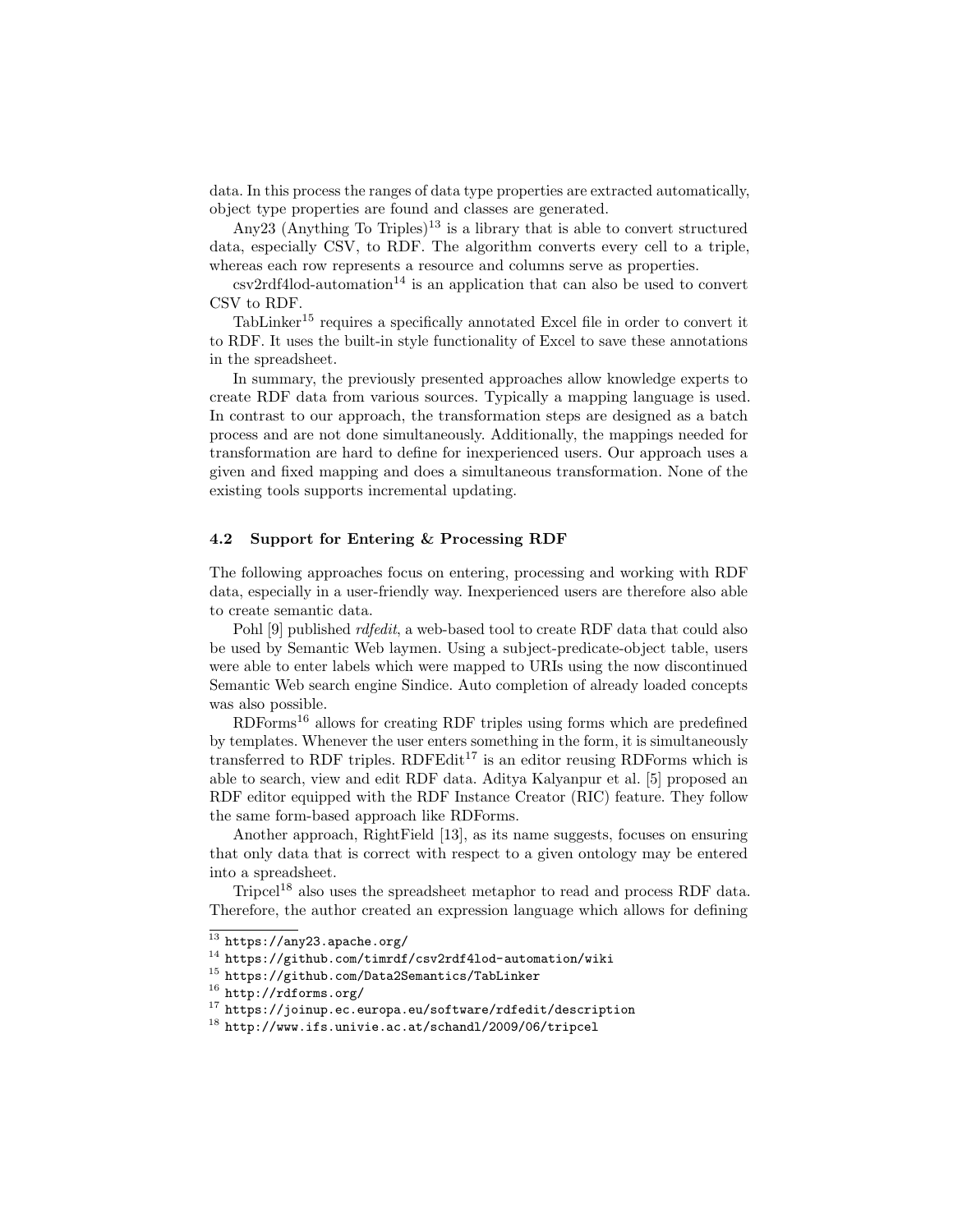data. In this process the ranges of data type properties are extracted automatically, object type properties are found and classes are generated.

Any23 (Anything To Triples)[13] is a library that is able to convert structured data, especially CSV, to RDF. The algorithm converts every cell to a triple, whereas each row represents a resource and columns serve as properties.

csv2rdf4lod-automation[14] is an application that can also be used to convert CSV to RDF.

TabLinker[15] requires a specifically annotated Excel file in order to convert it to RDF. It uses the built-in style functionality of Excel to save these annotations in the spreadsheet.

In summary, the previously presented approaches allow knowledge experts to create RDF data from various sources. Typically a mapping language is used. In contrast to our approach, the transformation steps are designed as a batch process and are not done simultaneously. Additionally, the mappings needed for transformation are hard to define for inexperienced users. Our approach uses a given and fixed mapping and does a simultaneous transformation. None of the existing tools supports incremental updating.

### 4.2 Support for Entering & Processing RDF

The following approaches focus on entering, processing and working with RDF data, especially in a user-friendly way. Inexperienced users are therefore also able to create semantic data.

Pohl [9] published *rdfedit*, a web-based tool to create RDF data that could also be used by Semantic Web laymen. Using a subject-predicate-object table, users were able to enter labels which were mapped to URIs using the now discontinued Semantic Web search engine Sindice. Auto completion of already loaded concepts was also possible.

RDForms[16] allows for creating RDF triples using forms which are predefined by templates. Whenever the user enters something in the form, it is simultaneously transferred to RDF triples. RDFEdit[17] is an editor reusing RDForms which is able to search, view and edit RDF data. Aditya Kalyanpur et al. [5] proposed an RDF editor equipped with the RDF Instance Creator (RIC) feature. They follow the same form-based approach like RDForms.

Another approach, RightField [13], as its name suggests, focuses on ensuring that only data that is correct with respect to a given ontology may be entered into a spreadsheet.

Tripcel[18] also uses the spreadsheet metaphor to read and process RDF data. Therefore, the author created an expression language which allows for defining

---

[13] https://any23.apache.org/

[14] https://github.com/timrdf/csv2rdf4lod-automation/wiki

[15] https://github.com/Data2Semantics/TabLinker

[16] http://rdforms.org/

[17] https://joinup.ec.europa.eu/software/rdfedit/description

[18] http://www.ifs.univie.ac.at/schandl/2009/06/tripcel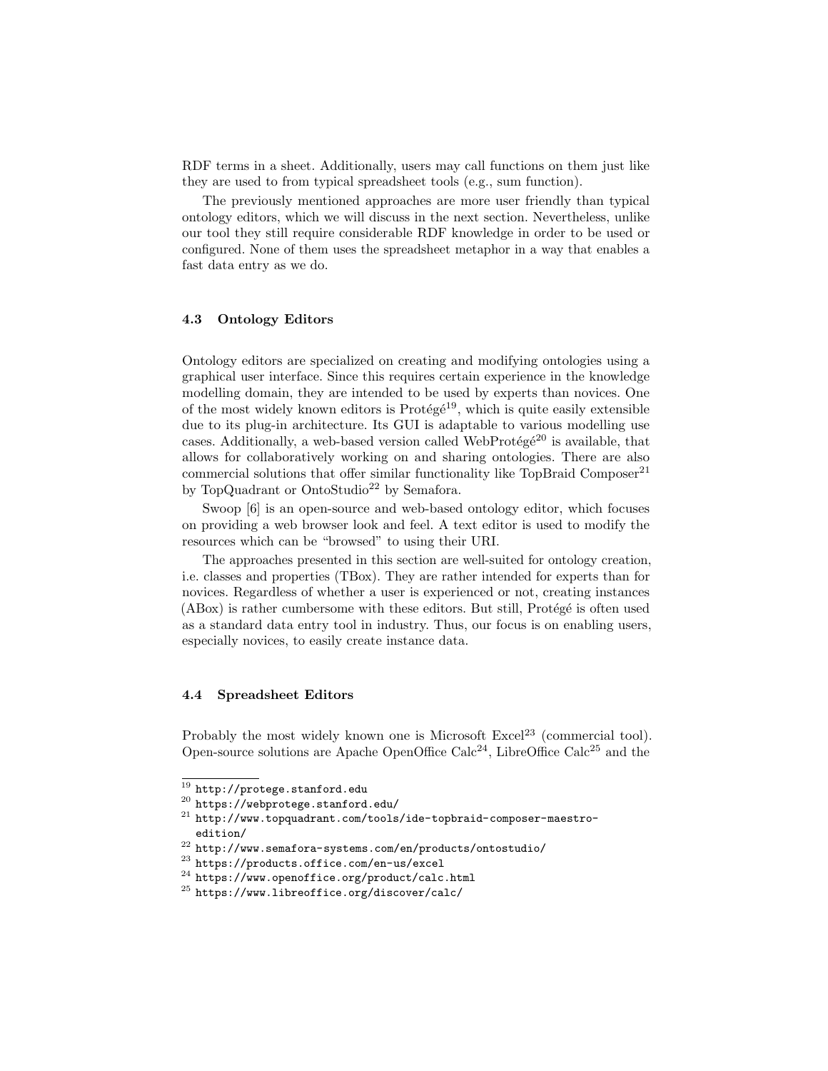RDF terms in a sheet. Additionally, users may call functions on them just like they are used to from typical spreadsheet tools (e.g., sum function).

The previously mentioned approaches are more user friendly than typical ontology editors, which we will discuss in the next section. Nevertheless, unlike our tool they still require considerable RDF knowledge in order to be used or configured. None of them uses the spreadsheet metaphor in a way that enables a fast data entry as we do.

### 4.3 Ontology Editors

Ontology editors are specialized on creating and modifying ontologies using a graphical user interface. Since this requires certain experience in the knowledge modelling domain, they are intended to be used by experts than novices. One of the most widely known editors is Protégé[19], which is quite easily extensible due to its plug-in architecture. Its GUI is adaptable to various modelling use cases. Additionally, a web-based version called WebProtégé[20] is available, that allows for collaboratively working on and sharing ontologies. There are also commercial solutions that offer similar functionality like TopBraid Composer[21] by TopQuadrant or OntoStudio[22] by Semafora.

Swoop [6] is an open-source and web-based ontology editor, which focuses on providing a web browser look and feel. A text editor is used to modify the resources which can be "browsed" to using their URI.

The approaches presented in this section are well-suited for ontology creation, i.e. classes and properties (TBox). They are rather intended for experts than for novices. Regardless of whether a user is experienced or not, creating instances (ABox) is rather cumbersome with these editors. But still, Protégé is often used as a standard data entry tool in industry. Thus, our focus is on enabling users, especially novices, to easily create instance data.

### 4.4 Spreadsheet Editors

Probably the most widely known one is Microsoft Excel[23] (commercial tool). Open-source solutions are Apache OpenOffice Calc[24], LibreOffice Calc[25] and the

---

[19] `http://protege.stanford.edu`
[20] `https://webprotege.stanford.edu/`
[21] `http://www.topquadrant.com/tools/ide-topbraid-composer-maestro-edition/`
[22] `http://www.semafora-systems.com/en/products/ontostudio/`
[23] `https://products.office.com/en-us/excel`
[24] `https://www.openoffice.org/product/calc.html`
[25] `https://www.libreoffice.org/discover/calc/`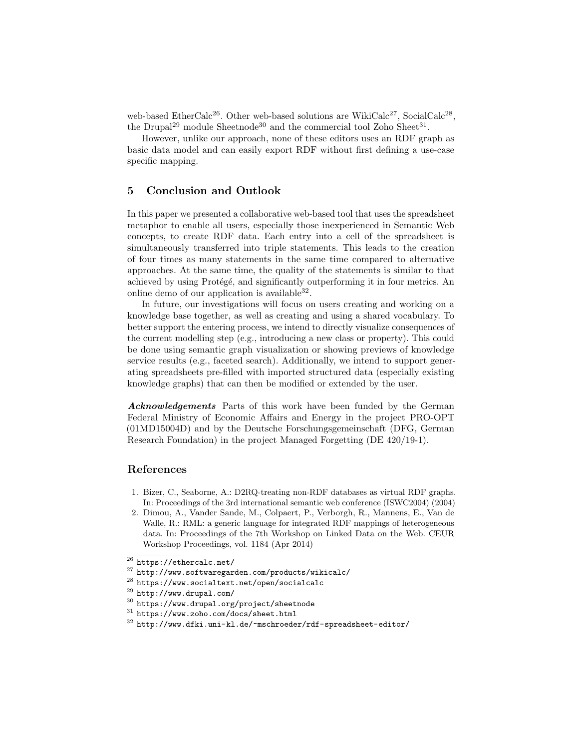web-based EtherCalc[26]. Other web-based solutions are WikiCalc[27], SocialCalc[28], the Drupal[29] module Sheetnode[30] and the commercial tool Zoho Sheet[31].

However, unlike our approach, none of these editors uses an RDF graph as basic data model and can easily export RDF without first defining a use-case specific mapping.

## 5 Conclusion and Outlook

In this paper we presented a collaborative web-based tool that uses the spreadsheet metaphor to enable all users, especially those inexperienced in Semantic Web concepts, to create RDF data. Each entry into a cell of the spreadsheet is simultaneously transferred into triple statements. This leads to the creation of four times as many statements in the same time compared to alternative approaches. At the same time, the quality of the statements is similar to that achieved by using Protégé, and significantly outperforming it in four metrics. An online demo of our application is available[32].

In future, our investigations will focus on users creating and working on a knowledge base together, as well as creating and using a shared vocabulary. To better support the entering process, we intend to directly visualize consequences of the current modelling step (e.g., introducing a new class or property). This could be done using semantic graph visualization or showing previews of knowledge service results (e.g., faceted search). Additionally, we intend to support generating spreadsheets pre-filled with imported structured data (especially existing knowledge graphs) that can then be modified or extended by the user.

***Acknowledgements*** Parts of this work have been funded by the German Federal Ministry of Economic Affairs and Energy in the project PRO-OPT (01MD15004D) and by the Deutsche Forschungsgemeinschaft (DFG, German Research Foundation) in the project Managed Forgetting (DE 420/19-1).

## References

1. Bizer, C., Seaborne, A.: D2RQ-treating non-RDF databases as virtual RDF graphs. In: Proceedings of the 3rd international semantic web conference (ISWC2004) (2004)
2. Dimou, A., Vander Sande, M., Colpaert, P., Verborgh, R., Mannens, E., Van de Walle, R.: RML: a generic language for integrated RDF mappings of heterogeneous data. In: Proceedings of the 7th Workshop on Linked Data on the Web. CEUR Workshop Proceedings, vol. 1184 (Apr 2014)

[26] `https://ethercalc.net/`
[27] `http://www.softwaregarden.com/products/wikicalc/`
[28] `https://www.socialtext.net/open/socialcalc`
[29] `http://www.drupal.com/`
[30] `https://www.drupal.org/project/sheetnode`
[31] `https://www.zoho.com/docs/sheet.html`
[32] `http://www.dfki.uni-kl.de/~mschroeder/rdf-spreadsheet-editor/`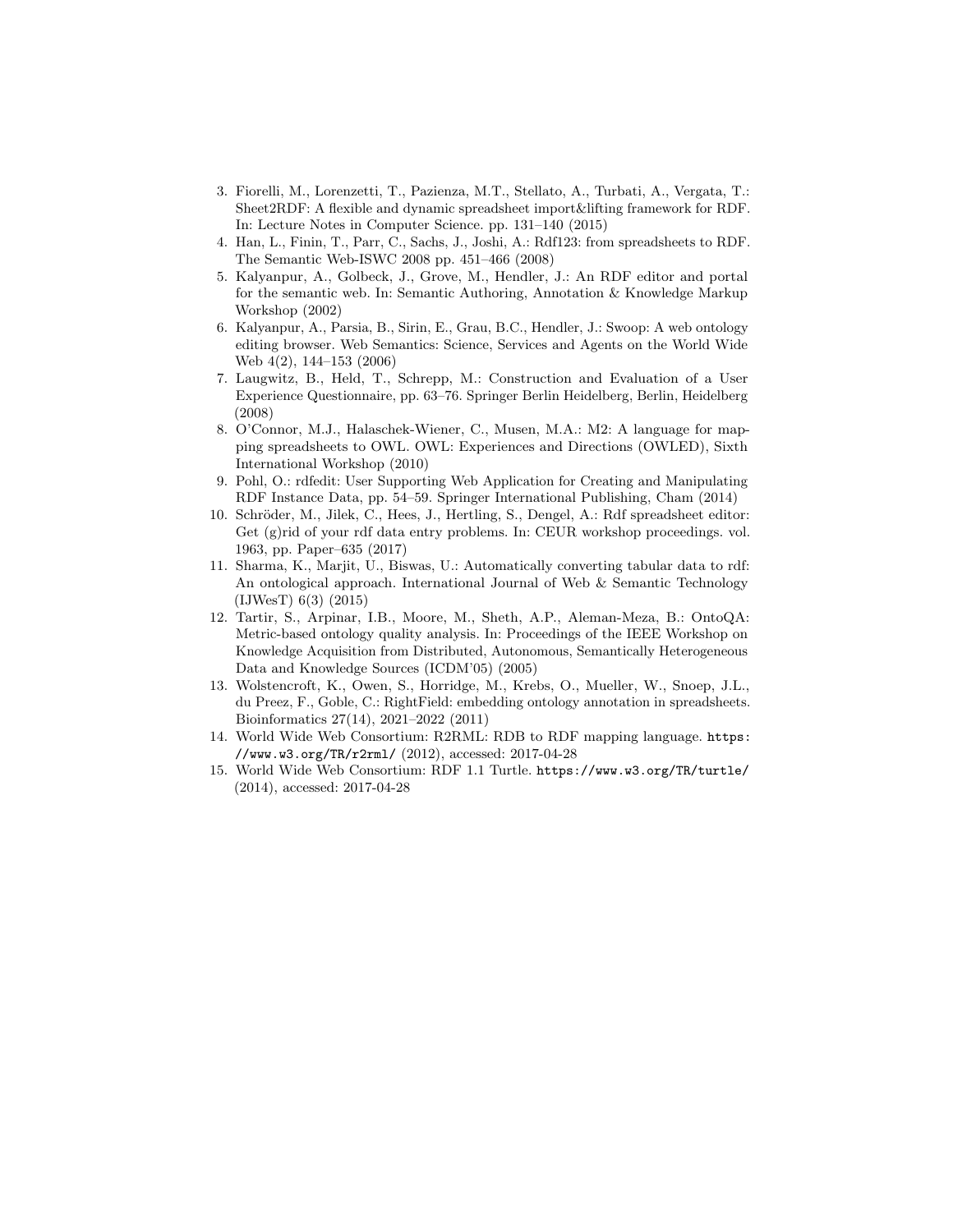3. Fiorelli, M., Lorenzetti, T., Pazienza, M.T., Stellato, A., Turbati, A., Vergata, T.: Sheet2RDF: A flexible and dynamic spreadsheet import&lifting framework for RDF. In: Lecture Notes in Computer Science. pp. 131–140 (2015)
4. Han, L., Finin, T., Parr, C., Sachs, J., Joshi, A.: Rdf123: from spreadsheets to RDF. The Semantic Web-ISWC 2008 pp. 451–466 (2008)
5. Kalyanpur, A., Golbeck, J., Grove, M., Hendler, J.: An RDF editor and portal for the semantic web. In: Semantic Authoring, Annotation & Knowledge Markup Workshop (2002)
6. Kalyanpur, A., Parsia, B., Sirin, E., Grau, B.C., Hendler, J.: Swoop: A web ontology editing browser. Web Semantics: Science, Services and Agents on the World Wide Web 4(2), 144–153 (2006)
7. Laugwitz, B., Held, T., Schrepp, M.: Construction and Evaluation of a User Experience Questionnaire, pp. 63–76. Springer Berlin Heidelberg, Berlin, Heidelberg (2008)
8. O'Connor, M.J., Halaschek-Wiener, C., Musen, M.A.: M2: A language for mapping spreadsheets to OWL. OWL: Experiences and Directions (OWLED), Sixth International Workshop (2010)
9. Pohl, O.: rdfedit: User Supporting Web Application for Creating and Manipulating RDF Instance Data, pp. 54–59. Springer International Publishing, Cham (2014)
10. Schröder, M., Jilek, C., Hees, J., Hertling, S., Dengel, A.: Rdf spreadsheet editor: Get (g)rid of your rdf data entry problems. In: CEUR workshop proceedings. vol. 1963, pp. Paper–635 (2017)
11. Sharma, K., Marjit, U., Biswas, U.: Automatically converting tabular data to rdf: An ontological approach. International Journal of Web & Semantic Technology (IJWesT) 6(3) (2015)
12. Tartir, S., Arpinar, I.B., Moore, M., Sheth, A.P., Aleman-Meza, B.: OntoQA: Metric-based ontology quality analysis. In: Proceedings of the IEEE Workshop on Knowledge Acquisition from Distributed, Autonomous, Semantically Heterogeneous Data and Knowledge Sources (ICDM'05) (2005)
13. Wolstencroft, K., Owen, S., Horridge, M., Krebs, O., Mueller, W., Snoep, J.L., du Preez, F., Goble, C.: RightField: embedding ontology annotation in spreadsheets. Bioinformatics 27(14), 2021–2022 (2011)
14. World Wide Web Consortium: R2RML: RDB to RDF mapping language. https://www.w3.org/TR/r2rml/ (2012), accessed: 2017-04-28
15. World Wide Web Consortium: RDF 1.1 Turtle. https://www.w3.org/TR/turtle/ (2014), accessed: 2017-04-28